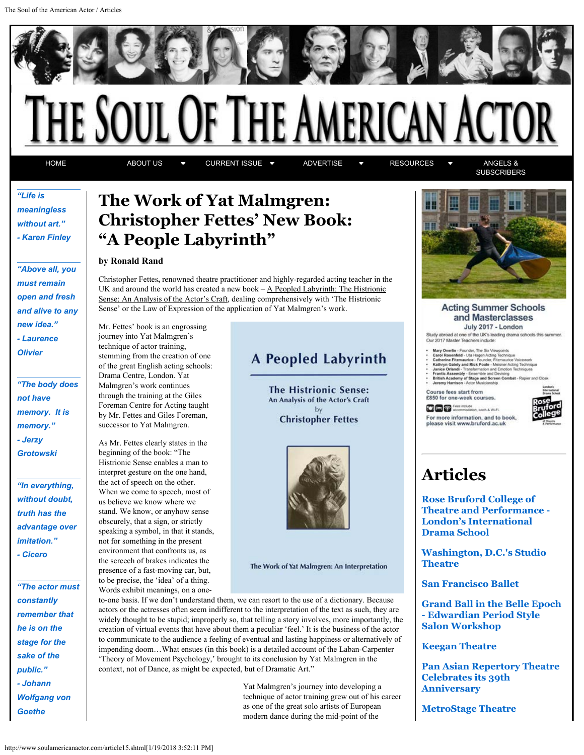# THE SOUL OF THE AMERICAN ACTOR

HOME | ABOUT US | CURRENT ISSUE | ADVERTISE | RESOURCES | ANGELS & SUBSCRIBERS

*"Life is meaningless without art."*
*- Karen Finley*

*"Above all, you must remain open and fresh and alive to any new idea."*
*- Laurence Olivier*

*"The body does not have memory. It is memory."*
*- Jerzy Grotowski*

*"In everything, without doubt, truth has the advantage over imitation."*
*- Cicero*

*"The actor must constantly remember that he is on the stage for the sake of the public."*
*- Johann Wolfgang von Goethe*

# The Work of Yat Malmgren: Christopher Fettes' New Book: "A People Labyrinth"

**by Ronald Rand**

Christopher Fettes**,** renowned theatre practitioner and highly-regarded acting teacher in the UK and around the world has created a new book – A Peopled Labyrinth: The Histrionic Sense: An Analysis of the Actor's Craft, dealing comprehensively with 'The Histrionic Sense' or the Law of Expression of the application of Yat Malmgren's work.

Mr. Fettes' book is an engrossing journey into Yat Malmgren's technique of actor training, stemming from the creation of one of the great English acting schools: Drama Centre, London. Yat Malmgren's work continues through the training at the Giles Foreman Centre for Acting taught by Mr. Fettes and Giles Foreman, successor to Yat Malmgren.

A Peopled Labyrinth

The Histrionic Sense:
An Analysis of the Actor's Craft
by
Christopher Fettes

The Work of Yat Malmgren: An Interpretation

As Mr. Fettes clearly states in the beginning of the book: "The Histrionic Sense enables a man to interpret gesture on the one hand, the act of speech on the other. When we come to speech, most of us believe we know where we stand. We know, or anyhow sense obscurely, that a sign, or strictly speaking a symbol, in that it stands, not for something in the present environment that confronts us, as the screech of brakes indicates the presence of a fast-moving car, but, to be precise, the 'idea' of a thing. Words exhibit meanings, on a one-to-one basis. If we don't understand them, we can resort to the use of a dictionary. Because actors or the actresses often seem indifferent to the interpretation of the text as such, they are widely thought to be stupid; improperly so, that telling a story involves, more importantly, the creation of virtual events that have about them a peculiar 'feel.' It is the business of the actor to communicate to the audience a feeling of eventual and lasting happiness or alternatively of impending doom…What ensues (in this book) is a detailed account of the Laban-Carpenter 'Theory of Movement Psychology,' brought to its conclusion by Yat Malmgren in the context, not of Dance, as might be expected, but of Dramatic Art."

Yat Malmgren's journey into developing a technique of actor training grew out of his career as one of the great solo artists of European modern dance during the mid-point of the

Acting Summer Schools and Masterclasses
July 2017 - London
Study abroad at one of the UK's leading drama schools this summer. Our 2017 Master Teachers include:

- Mary Overlie - Founder, The Six Viewpoints
- Carol Rosenfeld - Uta Hagen Acting Technique
- Catherine Fitzmaurice - Founder, Fitzmaurice Voicework
- Kathryn Gately and Rick Poole - Meisner Acting Technique
- Janice Orlandi - Transformation and Emotion Techniques
- Frantic Assembly - Ensemble and Devising
- British Academy of Stage and Screen Combat - Rapier and Cloak
- Jeremy Harrison - Actor Musicianship

Course fees start from £850 for one-week courses.
Fees include accommodation, lunch & Wi-Fi.
For more information, and to book, please visit www.bruford.ac.uk

Rose Bruford College

## Articles

- Rose Bruford College of Theatre and Performance - London's International Drama School
- Washington, D.C.'s Studio Theatre
- San Francisco Ballet
- Grand Ball in the Belle Epoch - Edwardian Period Style Salon Workshop
- Keegan Theatre
- Pan Asian Repertory Theatre Celebrates its 39th Anniversary
- MetroStage Theatre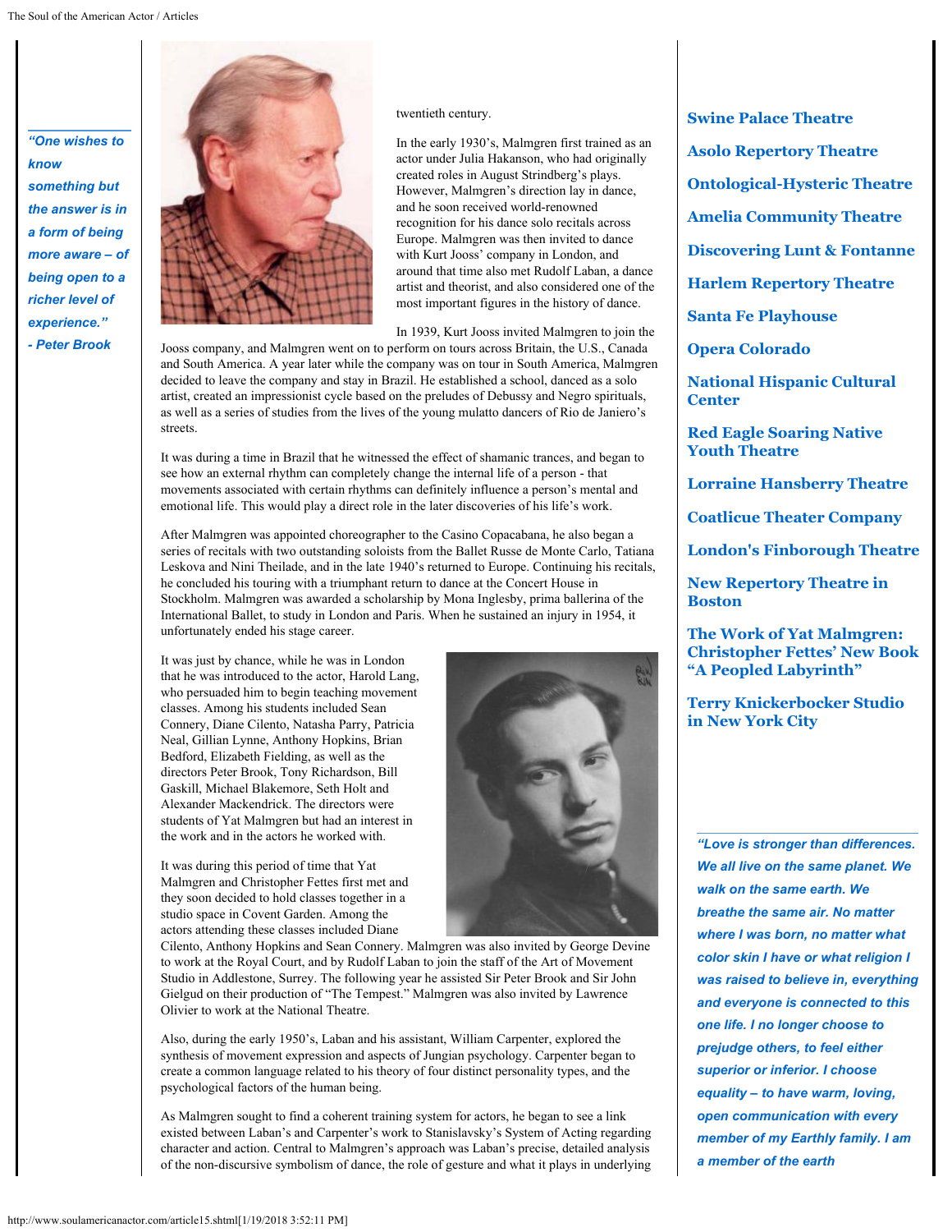*"One wishes to know something but the answer is in a form of being more aware – of being open to a richer level of experience."*
*- Peter Brook*

twentieth century.

In the early 1930's, Malmgren first trained as an actor under Julia Hakanson, who had originally created roles in August Strindberg's plays. However, Malmgren's direction lay in dance, and he soon received world-renowned recognition for his dance solo recitals across Europe. Malmgren was then invited to dance with Kurt Jooss' company in London, and around that time also met Rudolf Laban, a dance artist and theorist, and also considered one of the most important figures in the history of dance.

In 1939, Kurt Jooss invited Malmgren to join the Jooss company, and Malmgren went on to perform on tours across Britain, the U.S., Canada and South America. A year later while the company was on tour in South America, Malmgren decided to leave the company and stay in Brazil. He established a school, danced as a solo artist, created an impressionist cycle based on the preludes of Debussy and Negro spirituals, as well as a series of studies from the lives of the young mulatto dancers of Rio de Janiero's streets.

It was during a time in Brazil that he witnessed the effect of shamanic trances, and began to see how an external rhythm can completely change the internal life of a person - that movements associated with certain rhythms can definitely influence a person's mental and emotional life. This would play a direct role in the later discoveries of his life's work.

After Malmgren was appointed choreographer to the Casino Copacabana, he also began a series of recitals with two outstanding soloists from the Ballet Russe de Monte Carlo, Tatiana Leskova and Nini Theilade, and in the late 1940's returned to Europe. Continuing his recitals, he concluded his touring with a triumphant return to dance at the Concert House in Stockholm. Malmgren was awarded a scholarship by Mona Inglesby, prima ballerina of the International Ballet, to study in London and Paris. When he sustained an injury in 1954, it unfortunately ended his stage career.

It was just by chance, while he was in London that he was introduced to the actor, Harold Lang, who persuaded him to begin teaching movement classes. Among his students included Sean Connery, Diane Cilento, Natasha Parry, Patricia Neal, Gillian Lynne, Anthony Hopkins, Brian Bedford, Elizabeth Fielding, as well as the directors Peter Brook, Tony Richardson, Bill Gaskill, Michael Blakemore, Seth Holt and Alexander Mackendrick. The directors were students of Yat Malmgren but had an interest in the work and in the actors he worked with.

It was during this period of time that Yat Malmgren and Christopher Fettes first met and they soon decided to hold classes together in a studio space in Covent Garden. Among the actors attending these classes included Diane Cilento, Anthony Hopkins and Sean Connery. Malmgren was also invited by George Devine to work at the Royal Court, and by Rudolf Laban to join the staff of the Art of Movement Studio in Addlestone, Surrey. The following year he assisted Sir Peter Brook and Sir John Gielgud on their production of "The Tempest." Malmgren was also invited by Lawrence Olivier to work at the National Theatre.

Also, during the early 1950's, Laban and his assistant, William Carpenter, explored the synthesis of movement expression and aspects of Jungian psychology. Carpenter began to create a common language related to his theory of four distinct personality types, and the psychological factors of the human being.

As Malmgren sought to find a coherent training system for actors, he began to see a link existed between Laban's and Carpenter's work to Stanislavsky's System of Acting regarding character and action. Central to Malmgren's approach was Laban's precise, detailed analysis of the non-discursive symbolism of dance, the role of gesture and what it plays in underlying

**Swine Palace Theatre**

**Asolo Repertory Theatre**

**Ontological-Hysteric Theatre**

**Amelia Community Theatre**

**Discovering Lunt & Fontanne**

**Harlem Repertory Theatre**

**Santa Fe Playhouse**

**Opera Colorado**

**National Hispanic Cultural Center**

**Red Eagle Soaring Native Youth Theatre**

**Lorraine Hansberry Theatre**

**Coatlicue Theater Company**

**London's Finborough Theatre**

**New Repertory Theatre in Boston**

**The Work of Yat Malmgren: Christopher Fettes' New Book "A Peopled Labyrinth"**

**Terry Knickerbocker Studio in New York City**

*"Love is stronger than differences. We all live on the same planet. We walk on the same earth. We breathe the same air. No matter where I was born, no matter what color skin I have or what religion I was raised to believe in, everything and everyone is connected to this one life. I no longer choose to prejudge others, to feel either superior or inferior. I choose equality – to have warm, loving, open communication with every member of my Earthly family. I am a member of the earth*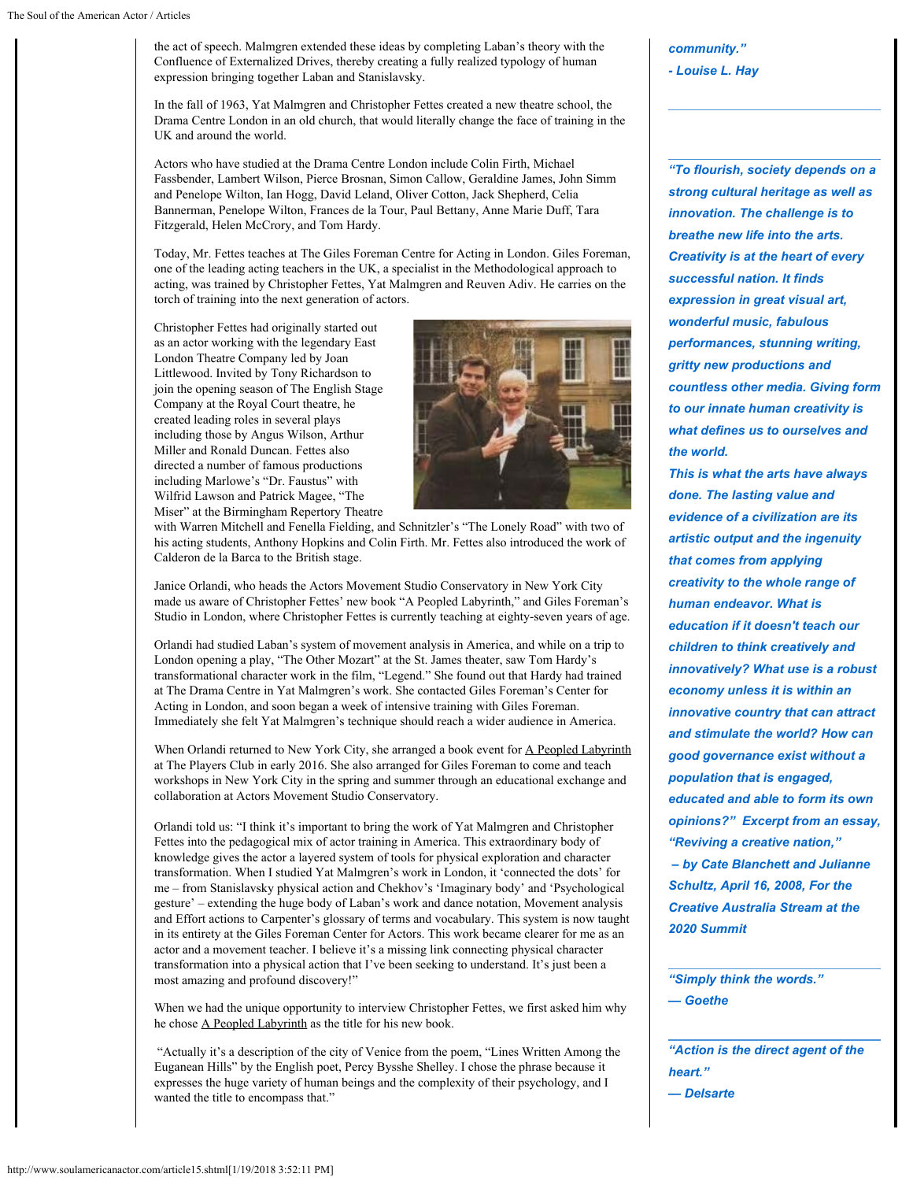the act of speech. Malmgren extended these ideas by completing Laban's theory with the Confluence of Externalized Drives, thereby creating a fully realized typology of human expression bringing together Laban and Stanislavsky.

In the fall of 1963, Yat Malmgren and Christopher Fettes created a new theatre school, the Drama Centre London in an old church, that would literally change the face of training in the UK and around the world.

Actors who have studied at the Drama Centre London include Colin Firth, Michael Fassbender, Lambert Wilson, Pierce Brosnan, Simon Callow, Geraldine James, John Simm and Penelope Wilton, Ian Hogg, David Leland, Oliver Cotton, Jack Shepherd, Celia Bannerman, Penelope Wilton, Frances de la Tour, Paul Bettany, Anne Marie Duff, Tara Fitzgerald, Helen McCrory, and Tom Hardy.

Today, Mr. Fettes teaches at The Giles Foreman Centre for Acting in London. Giles Foreman, one of the leading acting teachers in the UK, a specialist in the Methodological approach to acting, was trained by Christopher Fettes, Yat Malmgren and Reuven Adiv. He carries on the torch of training into the next generation of actors.

Christopher Fettes had originally started out as an actor working with the legendary East London Theatre Company led by Joan Littlewood. Invited by Tony Richardson to join the opening season of The English Stage Company at the Royal Court theatre, he created leading roles in several plays including those by Angus Wilson, Arthur Miller and Ronald Duncan. Fettes also directed a number of famous productions including Marlowe's "Dr. Faustus" with Wilfrid Lawson and Patrick Magee, "The Miser" at the Birmingham Repertory Theatre with Warren Mitchell and Fenella Fielding, and Schnitzler's "The Lonely Road" with two of his acting students, Anthony Hopkins and Colin Firth. Mr. Fettes also introduced the work of Calderon de la Barca to the British stage.

Janice Orlandi, who heads the Actors Movement Studio Conservatory in New York City made us aware of Christopher Fettes' new book "A Peopled Labyrinth," and Giles Foreman's Studio in London, where Christopher Fettes is currently teaching at eighty-seven years of age.

Orlandi had studied Laban's system of movement analysis in America, and while on a trip to London opening a play, "The Other Mozart" at the St. James theater, saw Tom Hardy's transformational character work in the film, "Legend." She found out that Hardy had trained at The Drama Centre in Yat Malmgren's work. She contacted Giles Foreman's Center for Acting in London, and soon began a week of intensive training with Giles Foreman. Immediately she felt Yat Malmgren's technique should reach a wider audience in America.

When Orlandi returned to New York City, she arranged a book event for A Peopled Labyrinth at The Players Club in early 2016. She also arranged for Giles Foreman to come and teach workshops in New York City in the spring and summer through an educational exchange and collaboration at Actors Movement Studio Conservatory.

Orlandi told us: "I think it's important to bring the work of Yat Malmgren and Christopher Fettes into the pedagogical mix of actor training in America. This extraordinary body of knowledge gives the actor a layered system of tools for physical exploration and character transformation. When I studied Yat Malmgren's work in London, it 'connected the dots' for me – from Stanislavsky physical action and Chekhov's 'Imaginary body' and 'Psychological gesture' – extending the huge body of Laban's work and dance notation, Movement analysis and Effort actions to Carpenter's glossary of terms and vocabulary. This system is now taught in its entirety at the Giles Foreman Center for Actors. This work became clearer for me as an actor and a movement teacher. I believe it's a missing link connecting physical character transformation into a physical action that I've been seeking to understand. It's just been a most amazing and profound discovery!"

When we had the unique opportunity to interview Christopher Fettes, we first asked him why he chose A Peopled Labyrinth as the title for his new book.

"Actually it's a description of the city of Venice from the poem, "Lines Written Among the Euganean Hills" by the English poet, Percy Bysshe Shelley. I chose the phrase because it expresses the huge variety of human beings and the complexity of their psychology, and I wanted the title to encompass that."

---

***community."***
***- Louise L. Hay***

---

***"To flourish, society depends on a strong cultural heritage as well as innovation. The challenge is to breathe new life into the arts. Creativity is at the heart of every successful nation. It finds expression in great visual art, wonderful music, fabulous performances, stunning writing, gritty new productions and countless other media. Giving form to our innate human creativity is what defines us to ourselves and the world.***
***This is what the arts have always done. The lasting value and evidence of a civilization are its artistic output and the ingenuity that comes from applying creativity to the whole range of human endeavor. What is education if it doesn't teach our children to think creatively and innovatively? What use is a robust economy unless it is within an innovative country that can attract and stimulate the world? How can good governance exist without a population that is engaged, educated and able to form its own opinions?" Excerpt from an essay, "Reviving a creative nation,"***
***– by Cate Blanchett and Julianne Schultz, April 16, 2008, For the Creative Australia Stream at the 2020 Summit***

---

***"Simply think the words."***
***— Goethe***

---

***"Action is the direct agent of the heart."***
***— Delsarte***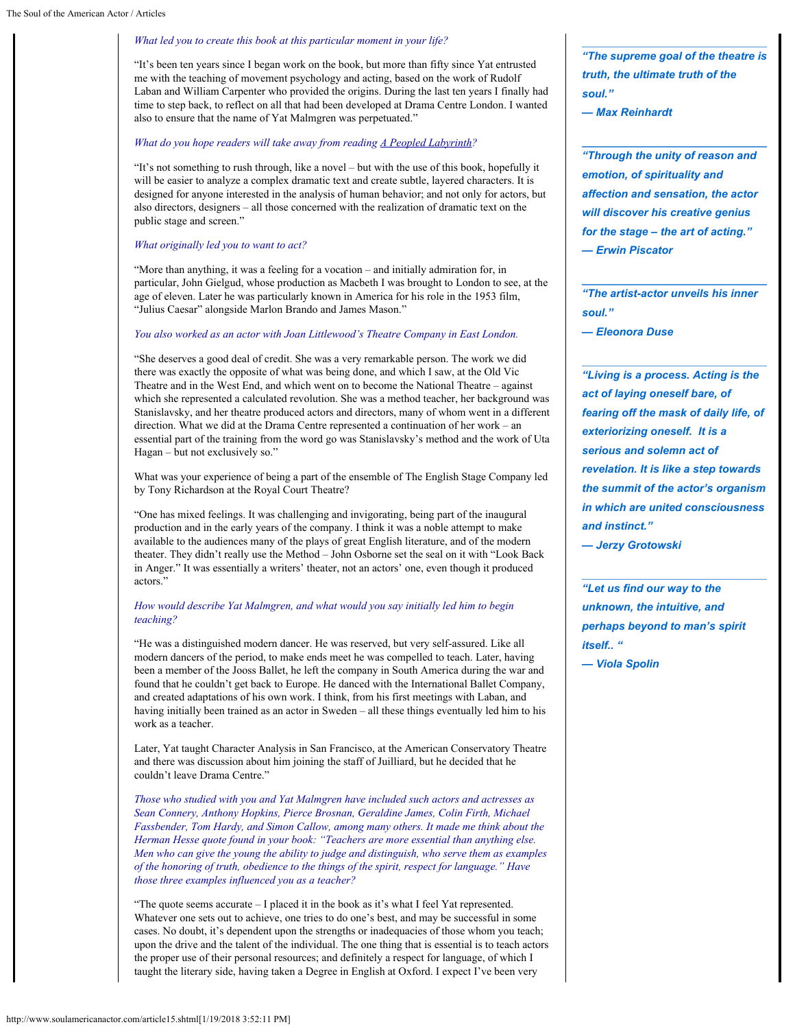*What led you to create this book at this particular moment in your life?*

"It's been ten years since I began work on the book, but more than fifty since Yat entrusted me with the teaching of movement psychology and acting, based on the work of Rudolf Laban and William Carpenter who provided the origins. During the last ten years I finally had time to step back, to reflect on all that had been developed at Drama Centre London. I wanted also to ensure that the name of Yat Malmgren was perpetuated."

*What do you hope readers will take away from reading A Peopled Labyrinth?*

"It's not something to rush through, like a novel – but with the use of this book, hopefully it will be easier to analyze a complex dramatic text and create subtle, layered characters. It is designed for anyone interested in the analysis of human behavior; and not only for actors, but also directors, designers – all those concerned with the realization of dramatic text on the public stage and screen."

*What originally led you to want to act?*

"More than anything, it was a feeling for a vocation – and initially admiration for, in particular, John Gielgud, whose production as Macbeth I was brought to London to see, at the age of eleven. Later he was particularly known in America for his role in the 1953 film, "Julius Caesar" alongside Marlon Brando and James Mason."

*You also worked as an actor with Joan Littlewood's Theatre Company in East London.*

"She deserves a good deal of credit. She was a very remarkable person. The work we did there was exactly the opposite of what was being done, and which I saw, at the Old Vic Theatre and in the West End, and which went on to become the National Theatre – against which she represented a calculated revolution. She was a method teacher, her background was Stanislavsky, and her theatre produced actors and directors, many of whom went in a different direction. What we did at the Drama Centre represented a continuation of her work – an essential part of the training from the word go was Stanislavsky's method and the work of Uta Hagen – but not exclusively so."

What was your experience of being a part of the ensemble of The English Stage Company led by Tony Richardson at the Royal Court Theatre?

"One has mixed feelings. It was challenging and invigorating, being part of the inaugural production and in the early years of the company. I think it was a noble attempt to make available to the audiences many of the plays of great English literature, and of the modern theater. They didn't really use the Method – John Osborne set the seal on it with "Look Back in Anger." It was essentially a writers' theater, not an actors' one, even though it produced actors."

*How would describe Yat Malmgren, and what would you say initially led him to begin teaching?*

"He was a distinguished modern dancer. He was reserved, but very self-assured. Like all modern dancers of the period, to make ends meet he was compelled to teach. Later, having been a member of the Jooss Ballet, he left the company in South America during the war and found that he couldn't get back to Europe. He danced with the International Ballet Company, and created adaptations of his own work. I think, from his first meetings with Laban, and having initially been trained as an actor in Sweden – all these things eventually led him to his work as a teacher.

Later, Yat taught Character Analysis in San Francisco, at the American Conservatory Theatre and there was discussion about him joining the staff of Juilliard, but he decided that he couldn't leave Drama Centre."

*Those who studied with you and Yat Malmgren have included such actors and actresses as Sean Connery, Anthony Hopkins, Pierce Brosnan, Geraldine James, Colin Firth, Michael Fassbender, Tom Hardy, and Simon Callow, among many others. It made me think about the Herman Hesse quote found in your book: "Teachers are more essential than anything else. Men who can give the young the ability to judge and distinguish, who serve them as examples of the honoring of truth, obedience to the things of the spirit, respect for language." Have those three examples influenced you as a teacher?*

"The quote seems accurate – I placed it in the book as it's what I feel Yat represented. Whatever one sets out to achieve, one tries to do one's best, and may be successful in some cases. No doubt, it's dependent upon the strengths or inadequacies of those whom you teach; upon the drive and the talent of the individual. The one thing that is essential is to teach actors the proper use of their personal resources; and definitely a respect for language, of which I taught the literary side, having taken a Degree in English at Oxford. I expect I've been very

***"The supreme goal of the theatre is truth, the ultimate truth of the soul."***
***— Max Reinhardt***

***"Through the unity of reason and emotion, of spirituality and affection and sensation, the actor will discover his creative genius for the stage – the art of acting."***
***— Erwin Piscator***

***"The artist-actor unveils his inner soul."***
***— Eleonora Duse***

***"Living is a process. Acting is the act of laying oneself bare, of tearing off the mask of daily life, of exteriorizing oneself. It is a serious and solemn act of revelation. It is like a step towards the summit of the actor's organism in which are united consciousness and instinct."***
***— Jerzy Grotowski***

***"Let us find our way to the unknown, the intuitive, and perhaps beyond to man's spirit itself.. "***
***— Viola Spolin***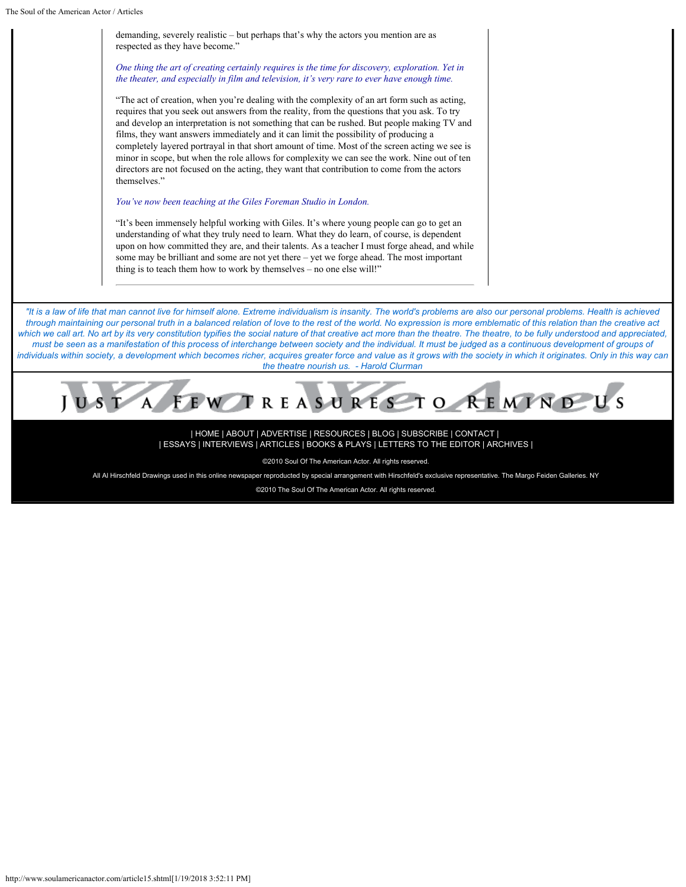demanding, severely realistic – but perhaps that's why the actors you mention are as respected as they have become."

*One thing the art of creating certainly requires is the time for discovery, exploration. Yet in the theater, and especially in film and television, it's very rare to ever have enough time.*

"The act of creation, when you're dealing with the complexity of an art form such as acting, requires that you seek out answers from the reality, from the questions that you ask. To try and develop an interpretation is not something that can be rushed. But people making TV and films, they want answers immediately and it can limit the possibility of producing a completely layered portrayal in that short amount of time. Most of the screen acting we see is minor in scope, but when the role allows for complexity we can see the work. Nine out of ten directors are not focused on the acting, they want that contribution to come from the actors themselves."

*You've now been teaching at the Giles Foreman Studio in London.*

"It's been immensely helpful working with Giles. It's where young people can go to get an understanding of what they truly need to learn. What they do learn, of course, is dependent upon on how committed they are, and their talents. As a teacher I must forge ahead, and while some may be brilliant and some are not yet there – yet we forge ahead. The most important thing is to teach them how to work by themselves – no one else will!"

---

*"It is a law of life that man cannot live for himself alone. Extreme individualism is insanity. The world's problems are also our personal problems. Health is achieved through maintaining our personal truth in a balanced relation of love to the rest of the world. No expression is more emblematic of this relation than the creative act which we call art. No art by its very constitution typifies the social nature of that creative act more than the theatre. The theatre, to be fully understood and appreciated, must be seen as a manifestation of this process of interchange between society and the individual. It must be judged as a continuous development of groups of individuals within society, a development which becomes richer, acquires greater force and value as it grows with the society in which it originates. Only in this way can the theatre nourish us. - Harold Clurman*

JUST A FEW TREASURES TO REMIND US

| HOME | ABOUT | ADVERTISE | RESOURCES | BLOG | SUBSCRIBE | CONTACT |
| ESSAYS | INTERVIEWS | ARTICLES | BOOKS & PLAYS | LETTERS TO THE EDITOR | ARCHIVES |

©2010 Soul Of The American Actor. All rights reserved.

All Al Hirschfeld Drawings used in this online newspaper reproducted by special arrangement with Hirschfeld's exclusive representative. The Margo Feiden Galleries. NY

©2010 The Soul Of The American Actor. All rights reserved.